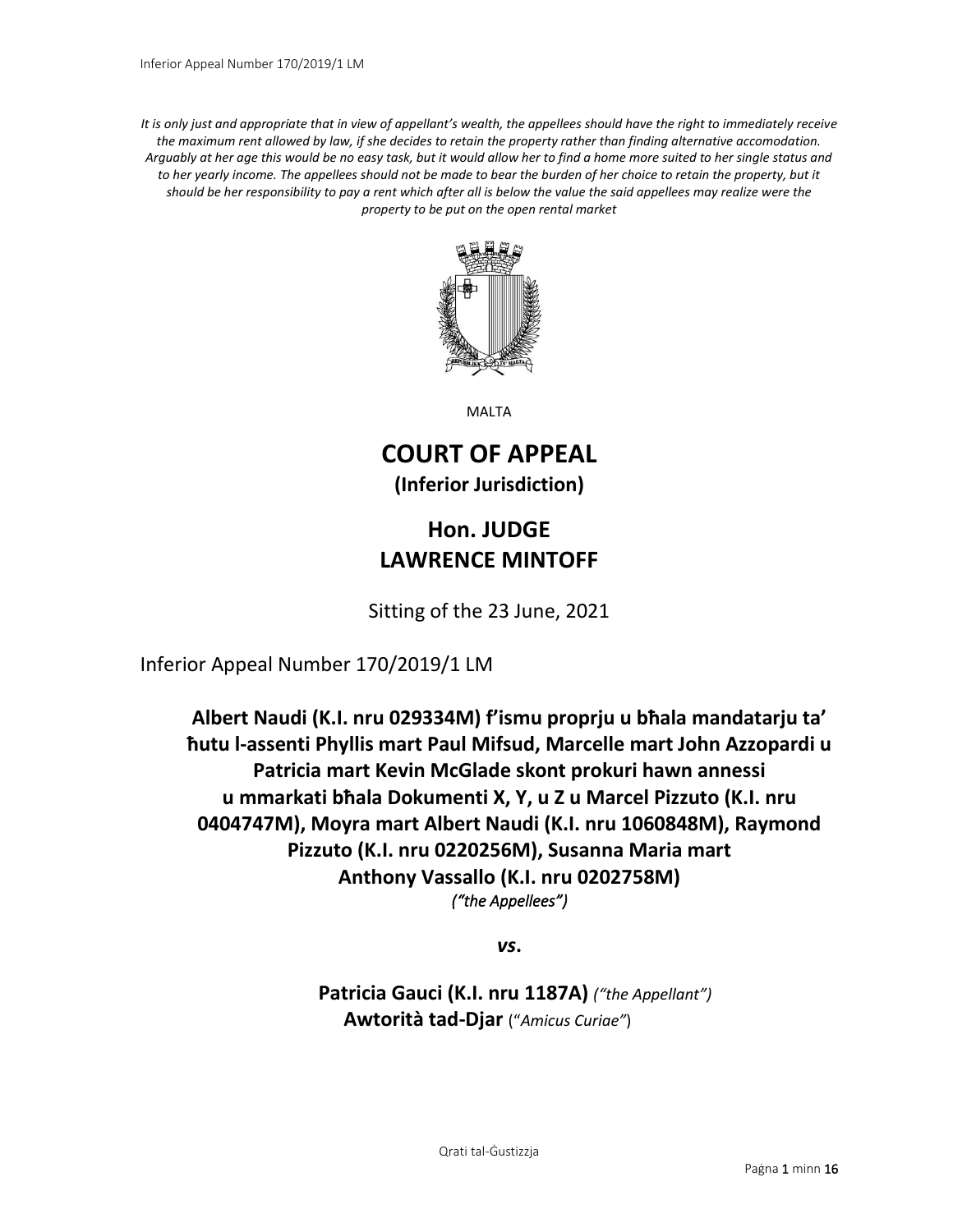*It is only just and appropriate that in view of appellant's wealth, the appellees should have the right to immediately receive the maximum rent allowed by law, if she decides to retain the property rather than finding alternative accomodation. Arguably at her age this would be no easy task, but it would allow her to find a home more suited to her single status and to her yearly income. The appellees should not be made to bear the burden of her choice to retain the property, but it should be her responsibility to pay a rent which after all is below the value the said appellees may realize were the property to be put on the open rental market*

MALTA

# COURT OF APPEAL

**(Inferior Jurisdiction)**

## Hon. JUDGE LAWRENCE MINTOFF

Sitting of the 23 June, 2021

Inferior Appeal Number 170/2019/1 LM

**Albert Naudi (K.I. nru 029334M) f'ismu proprju u bħala mandatarju ta' ħutu l-assenti Phyllis mart Paul Mifsud, Marcelle mart John Azzopardi u Patricia mart Kevin McGlade skont prokuri hawn annessi u mmarkati bħala Dokumenti X, Y, u Z u Marcel Pizzuto (K.I. nru 0404747M), Moyra mart Albert Naudi (K.I. nru 1060848M), Raymond Pizzuto (K.I. nru 0220256M), Susanna Maria mart Anthony Vassallo (K.I. nru 0202758M)**
*("the Appellees")*

***vs.***

**Patricia Gauci (K.I. nru 1187A)** *("the Appellant")*
**Awtorità tad-Djar** ("*Amicus Curiae*")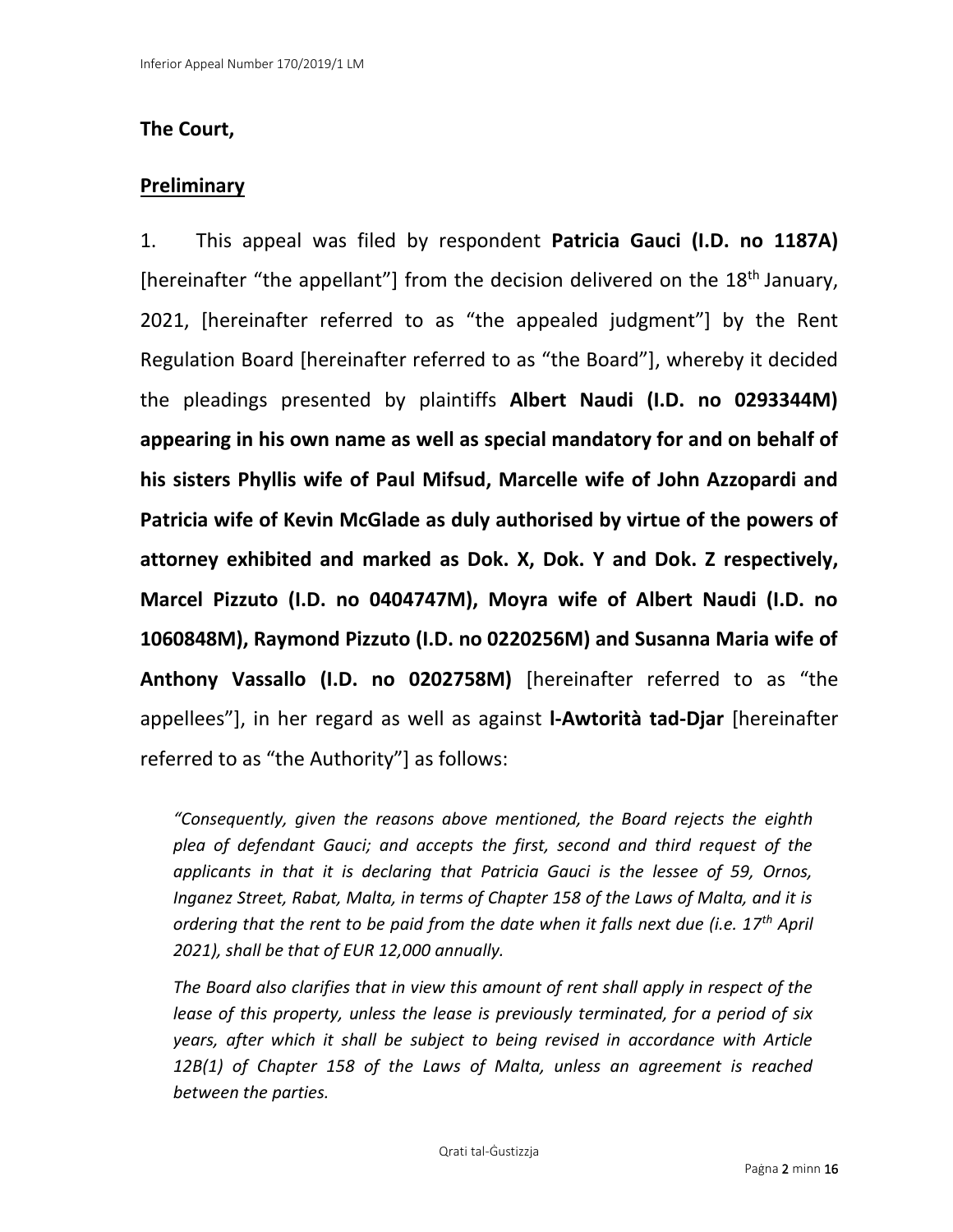**The Court,**

**Preliminary**

1. This appeal was filed by respondent **Patricia Gauci (I.D. no 1187A)** [hereinafter "the appellant"] from the decision delivered on the 18th January, 2021, [hereinafter referred to as "the appealed judgment"] by the Rent Regulation Board [hereinafter referred to as "the Board"], whereby it decided the pleadings presented by plaintiffs **Albert Naudi (I.D. no 0293344M) appearing in his own name as well as special mandatory for and on behalf of his sisters Phyllis wife of Paul Mifsud, Marcelle wife of John Azzopardi and Patricia wife of Kevin McGlade as duly authorised by virtue of the powers of attorney exhibited and marked as Dok. X, Dok. Y and Dok. Z respectively, Marcel Pizzuto (I.D. no 0404747M), Moyra wife of Albert Naudi (I.D. no 1060848M), Raymond Pizzuto (I.D. no 0220256M) and Susanna Maria wife of Anthony Vassallo (I.D. no 0202758M)** [hereinafter referred to as "the appellees"], in her regard as well as against **l-Awtorità tad-Djar** [hereinafter referred to as "the Authority"] as follows:

> *"Consequently, given the reasons above mentioned, the Board rejects the eighth plea of defendant Gauci; and accepts the first, second and third request of the applicants in that it is declaring that Patricia Gauci is the lessee of 59, Ornos, Inganez Street, Rabat, Malta, in terms of Chapter 158 of the Laws of Malta, and it is ordering that the rent to be paid from the date when it falls next due (i.e. 17th April 2021), shall be that of EUR 12,000 annually.*
>
> *The Board also clarifies that in view this amount of rent shall apply in respect of the lease of this property, unless the lease is previously terminated, for a period of six years, after which it shall be subject to being revised in accordance with Article 12B(1) of Chapter 158 of the Laws of Malta, unless an agreement is reached between the parties.*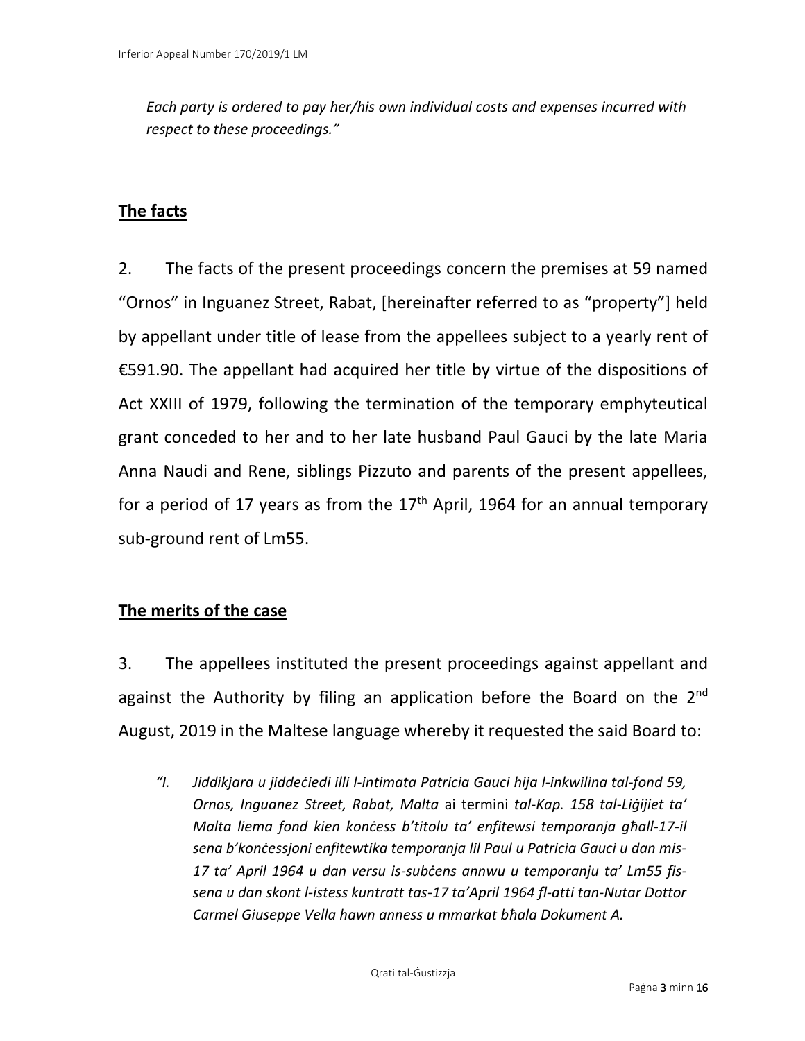*Each party is ordered to pay her/his own individual costs and expenses incurred with respect to these proceedings."*

## The facts

2. The facts of the present proceedings concern the premises at 59 named "Ornos" in Inguanez Street, Rabat, [hereinafter referred to as "property"] held by appellant under title of lease from the appellees subject to a yearly rent of €591.90. The appellant had acquired her title by virtue of the dispositions of Act XXIII of 1979, following the termination of the temporary emphyteutical grant conceded to her and to her late husband Paul Gauci by the late Maria Anna Naudi and Rene, siblings Pizzuto and parents of the present appellees, for a period of 17 years as from the 17th April, 1964 for an annual temporary sub-ground rent of Lm55.

## The merits of the case

3. The appellees instituted the present proceedings against appellant and against the Authority by filing an application before the Board on the 2nd August, 2019 in the Maltese language whereby it requested the said Board to:

> *"I. Jiddikjara u jiddeċiedi illi l-intimata Patricia Gauci hija l-inkwilina tal-fond 59, Ornos, Inguanez Street, Rabat, Malta* ai termini *tal-Kap. 158 tal-Liġijiet ta' Malta liema fond kien konċess b'titolu ta' enfitewsi temporanja għall-17-il sena b'konċessjoni enfitewtika temporanja lil Paul u Patricia Gauci u dan mis-17 ta' April 1964 u dan versu is-subċens annwu u temporanju ta' Lm55 fis-sena u dan skont l-istess kuntratt tas-17 ta'April 1964 fl-atti tan-Nutar Dottor Carmel Giuseppe Vella hawn anness u mmarkat bħala Dokument A.*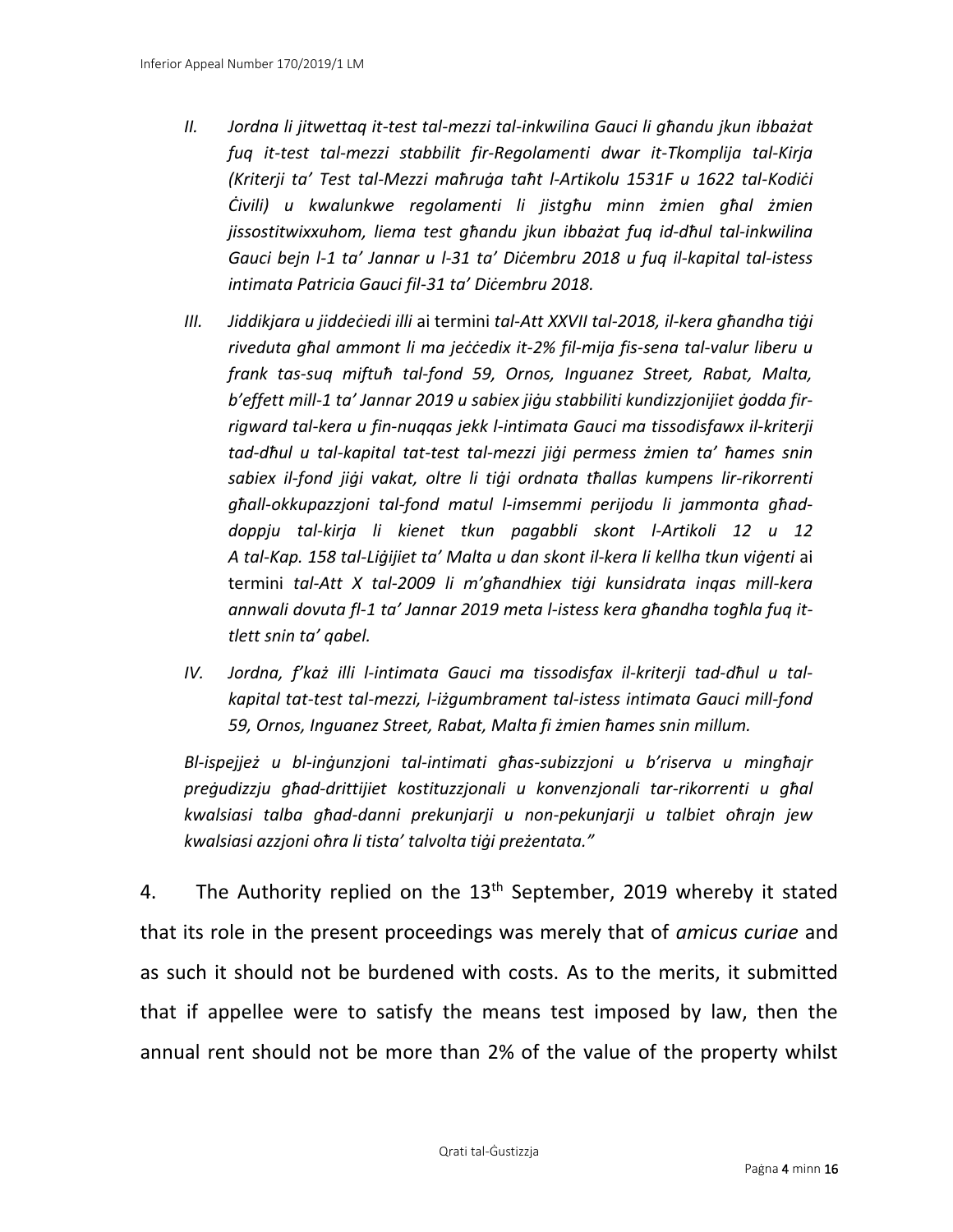II. *Jordna li jitwettaq it-test tal-mezzi tal-inkwilina Gauci li għandu jkun ibbażat fuq it-test tal-mezzi stabbilit fir-Regolamenti dwar it-Tkomplija tal-Kirja (Kriterji ta' Test tal-Mezzi maħruġa taħt l-Artikolu 1531F u 1622 tal-Kodiċi Ċivili) u kwalunkwe regolamenti li jistgħu minn żmien għal żmien jissostitwixxuhom, liema test għandu jkun ibbażat fuq id-dħul tal-inkwilina Gauci bejn l-1 ta' Jannar u l-31 ta' Diċembru 2018 u fuq il-kapital tal-istess intimata Patricia Gauci fil-31 ta' Diċembru 2018.*

III. *Jiddikjara u jiddeċiedi illi* ai termini *tal-Att XXVII tal-2018, il-kera għandha tiġi riveduta għal ammont li ma jeċċedix it-2% fil-mija fis-sena tal-valur liberu u frank tas-suq miftuħ tal-fond 59, Ornos, Inguanez Street, Rabat, Malta, b'effett mill-1 ta' Jannar 2019 u sabiex jiġu stabbiliti kundizzjonijiet ġodda fir-rigward tal-kera u fin-nuqqas jekk l-intimata Gauci ma tissodisfawx il-kriterji tad-dħul u tal-kapital tat-test tal-mezzi jiġi permess żmien ta' ħames snin sabiex il-fond jiġi vakat, oltre li tiġi ordnata tħallas kumpens lir-rikorrenti għall-okkupazzjoni tal-fond matul l-imsemmi perijodu li jammonta għad-doppju tal-kirja li kienet tkun pagabbli skont l-Artikoli 12 u 12 A tal-Kap. 158 tal-Liġijiet ta' Malta u dan skont il-kera li kellha tkun viġenti* ai termini *tal-Att X tal-2009 li m'għandhiex tiġi kunsidrata inqas mill-kera annwali dovuta fl-1 ta' Jannar 2019 meta l-istess kera għandha togħla fuq it-tlett snin ta' qabel.*

IV. *Jordna, f'każ illi l-intimata Gauci ma tissodisfax il-kriterji tad-dħul u tal-kapital tat-test tal-mezzi, l-iżgumbrament tal-istess intimata Gauci mill-fond 59, Ornos, Inguanez Street, Rabat, Malta fi żmien ħames snin millum.*

*Bl-ispejjeż u bl-inġunzjoni tal-intimati għas-subizzjoni u b'riserva u mingħajr preġudizzju għad-drittijiet kostituzzjonali u konvenzjonali tar-rikorrenti u għal kwalsiasi talba għad-danni prekunjarji u non-pekunjarji u talbiet oħrajn jew kwalsiasi azzjoni oħra li tista' talvolta tiġi preżentata."*

4. The Authority replied on the 13th September, 2019 whereby it stated that its role in the present proceedings was merely that of *amicus curiae* and as such it should not be burdened with costs. As to the merits, it submitted that if appellee were to satisfy the means test imposed by law, then the annual rent should not be more than 2% of the value of the property whilst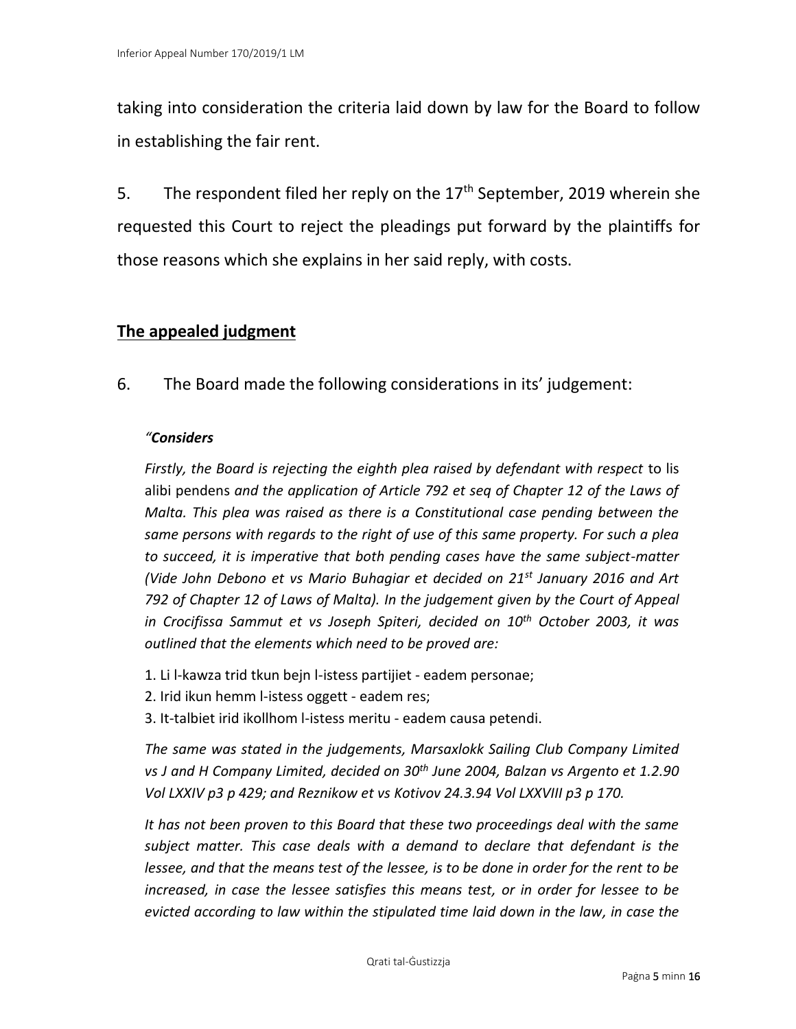taking into consideration the criteria laid down by law for the Board to follow in establishing the fair rent.

5. The respondent filed her reply on the 17th September, 2019 wherein she requested this Court to reject the pleadings put forward by the plaintiffs for those reasons which she explains in her said reply, with costs.

## The appealed judgment

6. The Board made the following considerations in its' judgement:

*"**Considers***

*Firstly, the Board is rejecting the eighth plea raised by defendant with respect* to lis alibi pendens *and the application of Article 792 et seq of Chapter 12 of the Laws of Malta. This plea was raised as there is a Constitutional case pending between the same persons with regards to the right of use of this same property. For such a plea to succeed, it is imperative that both pending cases have the same subject-matter (Vide John Debono et vs Mario Buhagiar et decided on 21st January 2016 and Art 792 of Chapter 12 of Laws of Malta). In the judgement given by the Court of Appeal in Crocifissa Sammut et vs Joseph Spiteri, decided on 10th October 2003, it was outlined that the elements which need to be proved are:*

1. Li l-kawza trid tkun bejn l-istess partijiet - eadem personae;
2. Irid ikun hemm l-istess oggett - eadem res;
3. It-talbiet irid ikollhom l-istess meritu - eadem causa petendi.

*The same was stated in the judgements, Marsaxlokk Sailing Club Company Limited vs J and H Company Limited, decided on 30th June 2004, Balzan vs Argento et 1.2.90 Vol LXXIV p3 p 429; and Reznikow et vs Kotivov 24.3.94 Vol LXXVIII p3 p 170.*

*It has not been proven to this Board that these two proceedings deal with the same subject matter. This case deals with a demand to declare that defendant is the lessee, and that the means test of the lessee, is to be done in order for the rent to be increased, in case the lessee satisfies this means test, or in order for lessee to be evicted according to law within the stipulated time laid down in the law, in case the*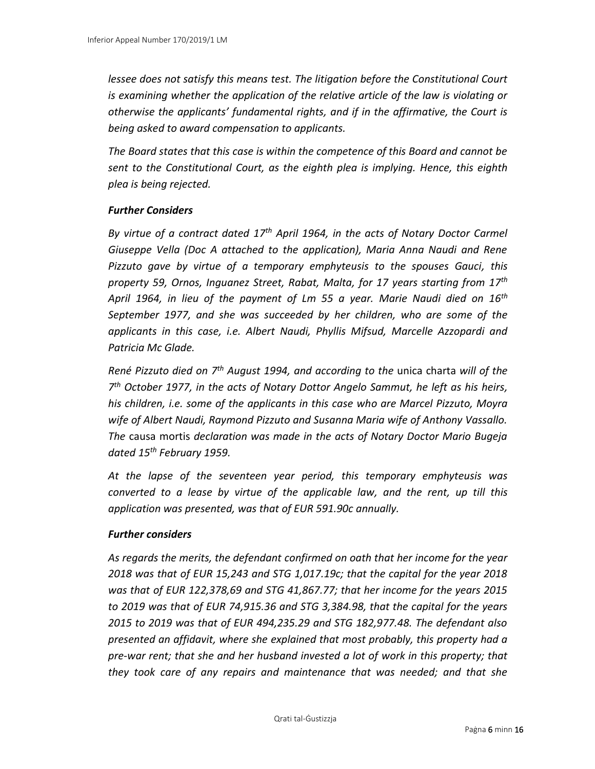*lessee does not satisfy this means test. The litigation before the Constitutional Court is examining whether the application of the relative article of the law is violating or otherwise the applicants' fundamental rights, and if in the affirmative, the Court is being asked to award compensation to applicants.*

*The Board states that this case is within the competence of this Board and cannot be sent to the Constitutional Court, as the eighth plea is implying. Hence, this eighth plea is being rejected.*

***Further Considers***

*By virtue of a contract dated 17th April 1964, in the acts of Notary Doctor Carmel Giuseppe Vella (Doc A attached to the application), Maria Anna Naudi and Rene Pizzuto gave by virtue of a temporary emphyteusis to the spouses Gauci, this property 59, Ornos, Inguanez Street, Rabat, Malta, for 17 years starting from 17th April 1964, in lieu of the payment of Lm 55 a year. Marie Naudi died on 16th September 1977, and she was succeeded by her children, who are some of the applicants in this case, i.e. Albert Naudi, Phyllis Mifsud, Marcelle Azzopardi and Patricia Mc Glade.*

*René Pizzuto died on 7th August 1994, and according to the* unica charta *will of the 7th October 1977, in the acts of Notary Dottor Angelo Sammut, he left as his heirs, his children, i.e. some of the applicants in this case who are Marcel Pizzuto, Moyra wife of Albert Naudi, Raymond Pizzuto and Susanna Maria wife of Anthony Vassallo. The* causa mortis *declaration was made in the acts of Notary Doctor Mario Bugeja dated 15th February 1959.*

*At the lapse of the seventeen year period, this temporary emphyteusis was converted to a lease by virtue of the applicable law, and the rent, up till this application was presented, was that of EUR 591.90c annually.*

***Further considers***

*As regards the merits, the defendant confirmed on oath that her income for the year 2018 was that of EUR 15,243 and STG 1,017.19c; that the capital for the year 2018 was that of EUR 122,378,69 and STG 41,867.77; that her income for the years 2015 to 2019 was that of EUR 74,915.36 and STG 3,384.98, that the capital for the years 2015 to 2019 was that of EUR 494,235.29 and STG 182,977.48. The defendant also presented an affidavit, where she explained that most probably, this property had a pre-war rent; that she and her husband invested a lot of work in this property; that they took care of any repairs and maintenance that was needed; and that she*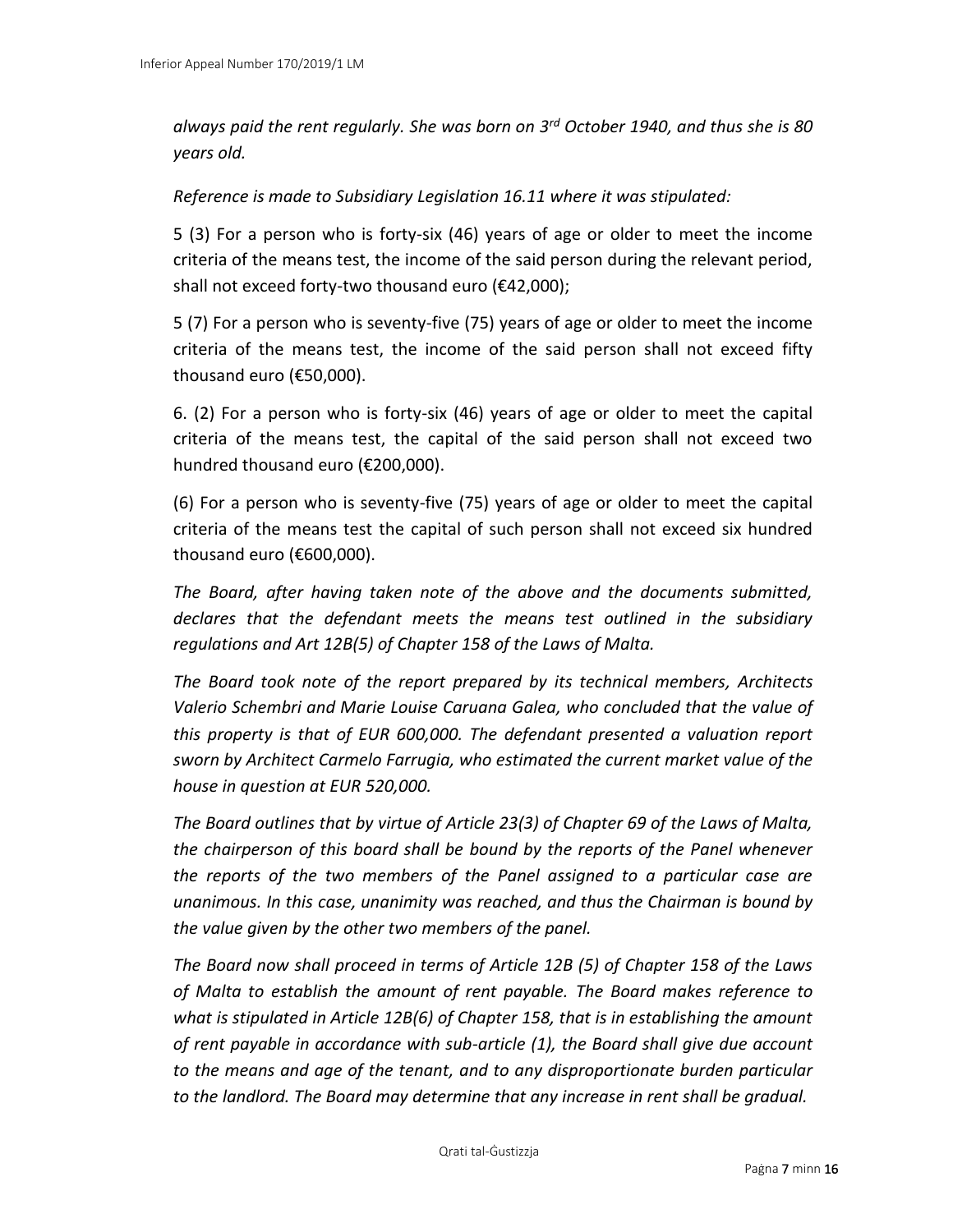*always paid the rent regularly. She was born on 3rd October 1940, and thus she is 80 years old.*

*Reference is made to Subsidiary Legislation 16.11 where it was stipulated:*

5 (3) For a person who is forty-six (46) years of age or older to meet the income criteria of the means test, the income of the said person during the relevant period, shall not exceed forty-two thousand euro (€42,000);

5 (7) For a person who is seventy-five (75) years of age or older to meet the income criteria of the means test, the income of the said person shall not exceed fifty thousand euro (€50,000).

6. (2) For a person who is forty-six (46) years of age or older to meet the capital criteria of the means test, the capital of the said person shall not exceed two hundred thousand euro (€200,000).

(6) For a person who is seventy-five (75) years of age or older to meet the capital criteria of the means test the capital of such person shall not exceed six hundred thousand euro (€600,000).

*The Board, after having taken note of the above and the documents submitted, declares that the defendant meets the means test outlined in the subsidiary regulations and Art 12B(5) of Chapter 158 of the Laws of Malta.*

*The Board took note of the report prepared by its technical members, Architects Valerio Schembri and Marie Louise Caruana Galea, who concluded that the value of this property is that of EUR 600,000. The defendant presented a valuation report sworn by Architect Carmelo Farrugia, who estimated the current market value of the house in question at EUR 520,000.*

*The Board outlines that by virtue of Article 23(3) of Chapter 69 of the Laws of Malta, the chairperson of this board shall be bound by the reports of the Panel whenever the reports of the two members of the Panel assigned to a particular case are unanimous. In this case, unanimity was reached, and thus the Chairman is bound by the value given by the other two members of the panel.*

*The Board now shall proceed in terms of Article 12B (5) of Chapter 158 of the Laws of Malta to establish the amount of rent payable. The Board makes reference to what is stipulated in Article 12B(6) of Chapter 158, that is in establishing the amount of rent payable in accordance with sub-article (1), the Board shall give due account to the means and age of the tenant, and to any disproportionate burden particular to the landlord. The Board may determine that any increase in rent shall be gradual.*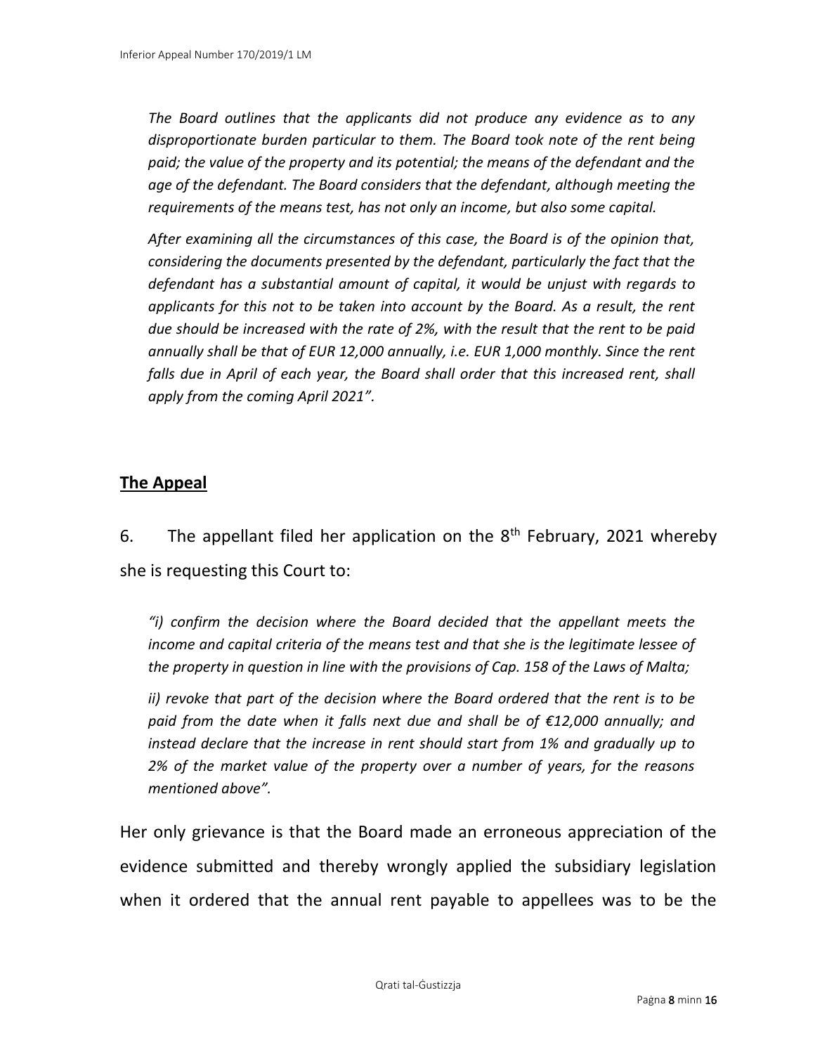*The Board outlines that the applicants did not produce any evidence as to any disproportionate burden particular to them. The Board took note of the rent being paid; the value of the property and its potential; the means of the defendant and the age of the defendant. The Board considers that the defendant, although meeting the requirements of the means test, has not only an income, but also some capital.*

*After examining all the circumstances of this case, the Board is of the opinion that, considering the documents presented by the defendant, particularly the fact that the defendant has a substantial amount of capital, it would be unjust with regards to applicants for this not to be taken into account by the Board. As a result, the rent due should be increased with the rate of 2%, with the result that the rent to be paid annually shall be that of EUR 12,000 annually, i.e. EUR 1,000 monthly. Since the rent falls due in April of each year, the Board shall order that this increased rent, shall apply from the coming April 2021".*

## The Appeal

6. The appellant filed her application on the 8th February, 2021 whereby she is requesting this Court to:

*"i) confirm the decision where the Board decided that the appellant meets the income and capital criteria of the means test and that she is the legitimate lessee of the property in question in line with the provisions of Cap. 158 of the Laws of Malta;*

*ii) revoke that part of the decision where the Board ordered that the rent is to be paid from the date when it falls next due and shall be of €12,000 annually; and instead declare that the increase in rent should start from 1% and gradually up to 2% of the market value of the property over a number of years, for the reasons mentioned above".*

Her only grievance is that the Board made an erroneous appreciation of the evidence submitted and thereby wrongly applied the subsidiary legislation when it ordered that the annual rent payable to appellees was to be the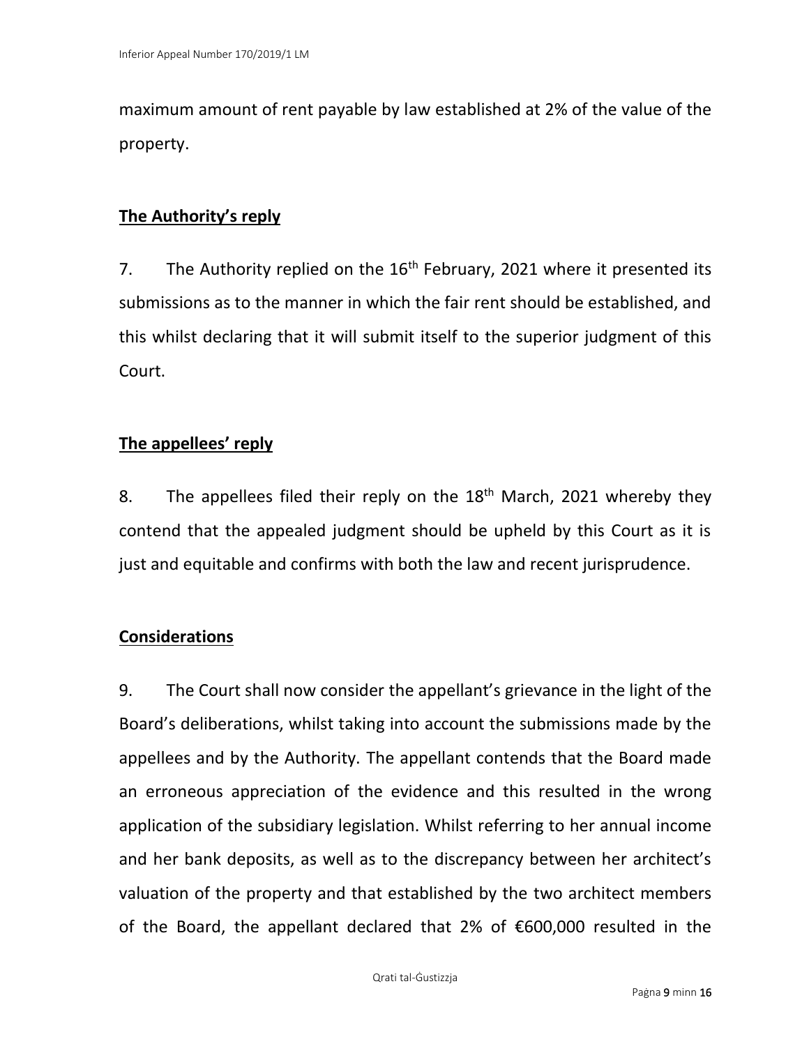maximum amount of rent payable by law established at 2% of the value of the property.

**The Authority's reply**

7. The Authority replied on the 16th February, 2021 where it presented its submissions as to the manner in which the fair rent should be established, and this whilst declaring that it will submit itself to the superior judgment of this Court.

**The appellees' reply**

8. The appellees filed their reply on the 18th March, 2021 whereby they contend that the appealed judgment should be upheld by this Court as it is just and equitable and confirms with both the law and recent jurisprudence.

**Considerations**

9. The Court shall now consider the appellant's grievance in the light of the Board's deliberations, whilst taking into account the submissions made by the appellees and by the Authority. The appellant contends that the Board made an erroneous appreciation of the evidence and this resulted in the wrong application of the subsidiary legislation. Whilst referring to her annual income and her bank deposits, as well as to the discrepancy between her architect's valuation of the property and that established by the two architect members of the Board, the appellant declared that 2% of €600,000 resulted in the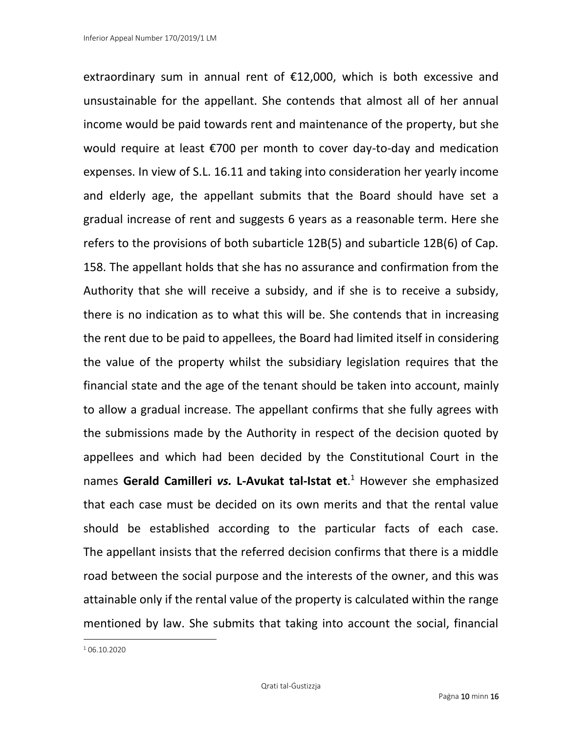extraordinary sum in annual rent of €12,000, which is both excessive and unsustainable for the appellant. She contends that almost all of her annual income would be paid towards rent and maintenance of the property, but she would require at least €700 per month to cover day-to-day and medication expenses. In view of S.L. 16.11 and taking into consideration her yearly income and elderly age, the appellant submits that the Board should have set a gradual increase of rent and suggests 6 years as a reasonable term. Here she refers to the provisions of both subarticle 12B(5) and subarticle 12B(6) of Cap. 158. The appellant holds that she has no assurance and confirmation from the Authority that she will receive a subsidy, and if she is to receive a subsidy, there is no indication as to what this will be. She contends that in increasing the rent due to be paid to appellees, the Board had limited itself in considering the value of the property whilst the subsidiary legislation requires that the financial state and the age of the tenant should be taken into account, mainly to allow a gradual increase. The appellant confirms that she fully agrees with the submissions made by the Authority in respect of the decision quoted by appellees and which had been decided by the Constitutional Court in the names **Gerald Camilleri *vs.* L-Avukat tal-Istat et**.[1] However she emphasized that each case must be decided on its own merits and that the rental value should be established according to the particular facts of each case. The appellant insists that the referred decision confirms that there is a middle road between the social purpose and the interests of the owner, and this was attainable only if the rental value of the property is calculated within the range mentioned by law. She submits that taking into account the social, financial

[1] 06.10.2020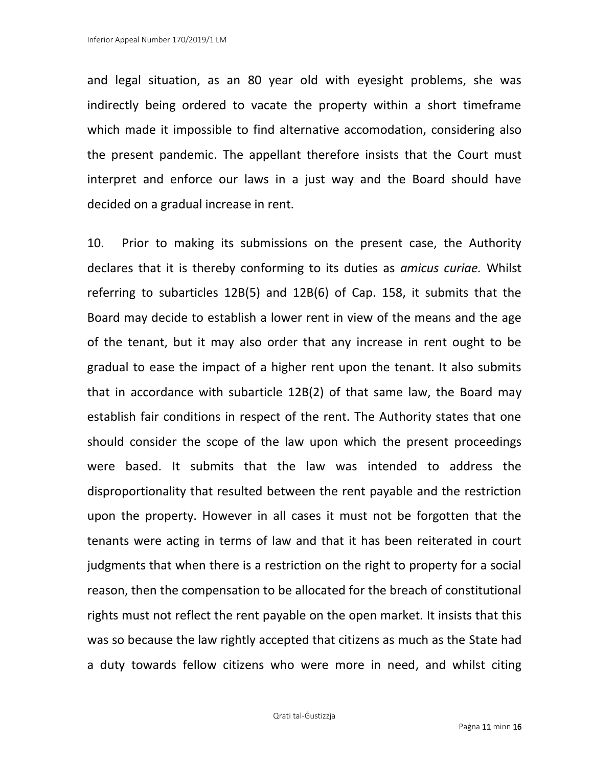and legal situation, as an 80 year old with eyesight problems, she was indirectly being ordered to vacate the property within a short timeframe which made it impossible to find alternative accomodation, considering also the present pandemic. The appellant therefore insists that the Court must interpret and enforce our laws in a just way and the Board should have decided on a gradual increase in rent.

10. Prior to making its submissions on the present case, the Authority declares that it is thereby conforming to its duties as *amicus curiae.* Whilst referring to subarticles 12B(5) and 12B(6) of Cap. 158, it submits that the Board may decide to establish a lower rent in view of the means and the age of the tenant, but it may also order that any increase in rent ought to be gradual to ease the impact of a higher rent upon the tenant. It also submits that in accordance with subarticle 12B(2) of that same law, the Board may establish fair conditions in respect of the rent. The Authority states that one should consider the scope of the law upon which the present proceedings were based. It submits that the law was intended to address the disproportionality that resulted between the rent payable and the restriction upon the property. However in all cases it must not be forgotten that the tenants were acting in terms of law and that it has been reiterated in court judgments that when there is a restriction on the right to property for a social reason, then the compensation to be allocated for the breach of constitutional rights must not reflect the rent payable on the open market. It insists that this was so because the law rightly accepted that citizens as much as the State had a duty towards fellow citizens who were more in need, and whilst citing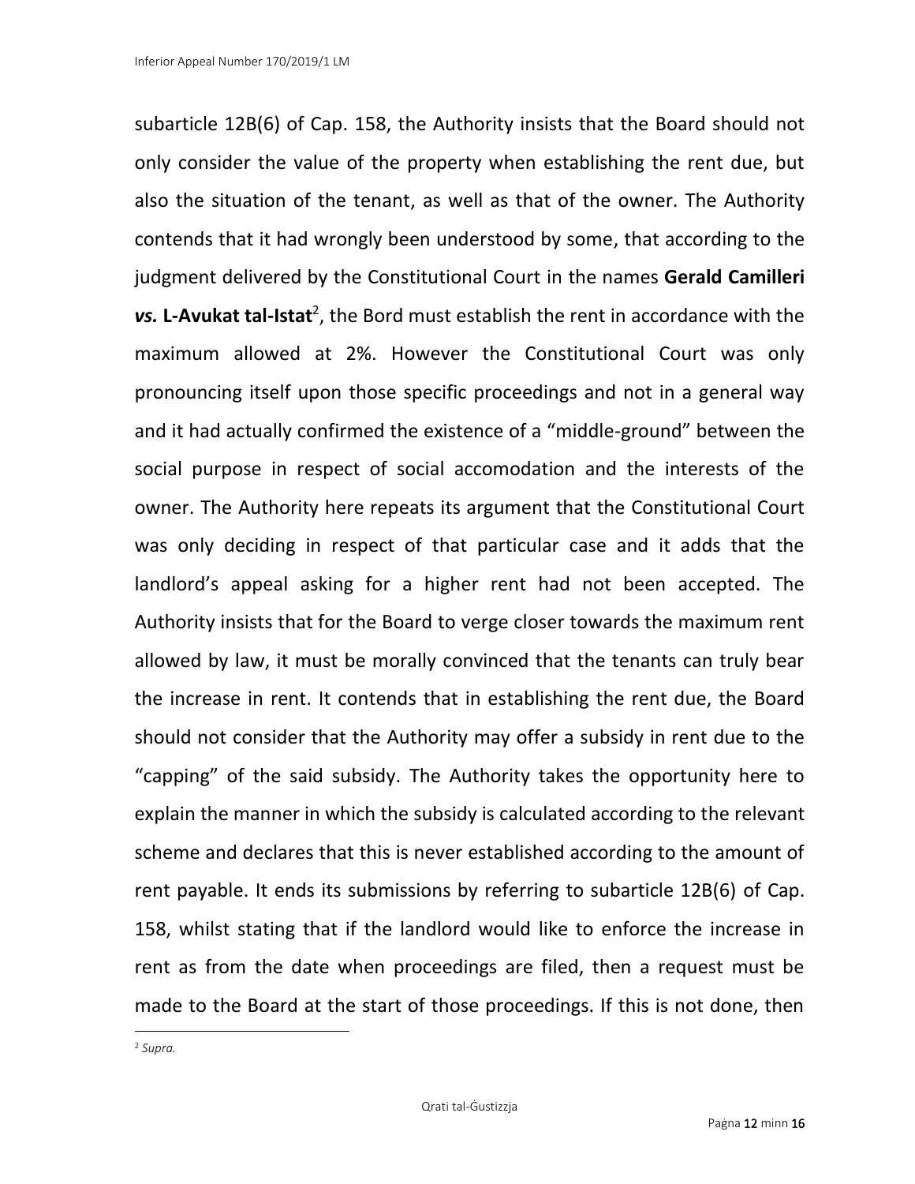subarticle 12B(6) of Cap. 158, the Authority insists that the Board should not only consider the value of the property when establishing the rent due, but also the situation of the tenant, as well as that of the owner. The Authority contends that it had wrongly been understood by some, that according to the judgment delivered by the Constitutional Court in the names **Gerald Camilleri *vs.* L-Avukat tal-Istat**[2], the Bord must establish the rent in accordance with the maximum allowed at 2%. However the Constitutional Court was only pronouncing itself upon those specific proceedings and not in a general way and it had actually confirmed the existence of a "middle-ground" between the social purpose in respect of social accomodation and the interests of the owner. The Authority here repeats its argument that the Constitutional Court was only deciding in respect of that particular case and it adds that the landlord's appeal asking for a higher rent had not been accepted. The Authority insists that for the Board to verge closer towards the maximum rent allowed by law, it must be morally convinced that the tenants can truly bear the increase in rent. It contends that in establishing the rent due, the Board should not consider that the Authority may offer a subsidy in rent due to the "capping" of the said subsidy. The Authority takes the opportunity here to explain the manner in which the subsidy is calculated according to the relevant scheme and declares that this is never established according to the amount of rent payable. It ends its submissions by referring to subarticle 12B(6) of Cap. 158, whilst stating that if the landlord would like to enforce the increase in rent as from the date when proceedings are filed, then a request must be made to the Board at the start of those proceedings. If this is not done, then

[2] *Supra.*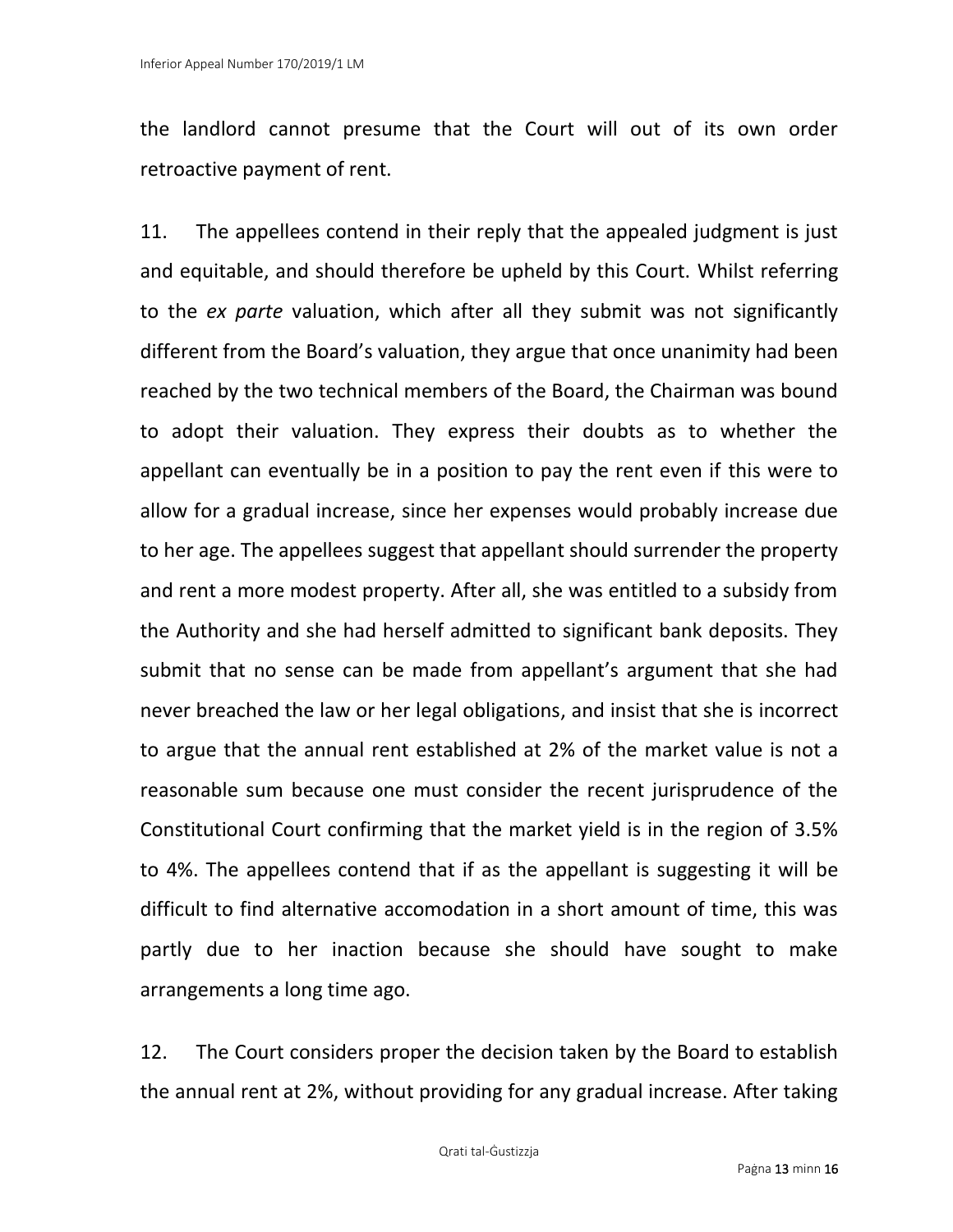the landlord cannot presume that the Court will out of its own order retroactive payment of rent.

11. The appellees contend in their reply that the appealed judgment is just and equitable, and should therefore be upheld by this Court. Whilst referring to the *ex parte* valuation, which after all they submit was not significantly different from the Board's valuation, they argue that once unanimity had been reached by the two technical members of the Board, the Chairman was bound to adopt their valuation. They express their doubts as to whether the appellant can eventually be in a position to pay the rent even if this were to allow for a gradual increase, since her expenses would probably increase due to her age. The appellees suggest that appellant should surrender the property and rent a more modest property. After all, she was entitled to a subsidy from the Authority and she had herself admitted to significant bank deposits. They submit that no sense can be made from appellant's argument that she had never breached the law or her legal obligations, and insist that she is incorrect to argue that the annual rent established at 2% of the market value is not a reasonable sum because one must consider the recent jurisprudence of the Constitutional Court confirming that the market yield is in the region of 3.5% to 4%. The appellees contend that if as the appellant is suggesting it will be difficult to find alternative accomodation in a short amount of time, this was partly due to her inaction because she should have sought to make arrangements a long time ago.

12. The Court considers proper the decision taken by the Board to establish the annual rent at 2%, without providing for any gradual increase. After taking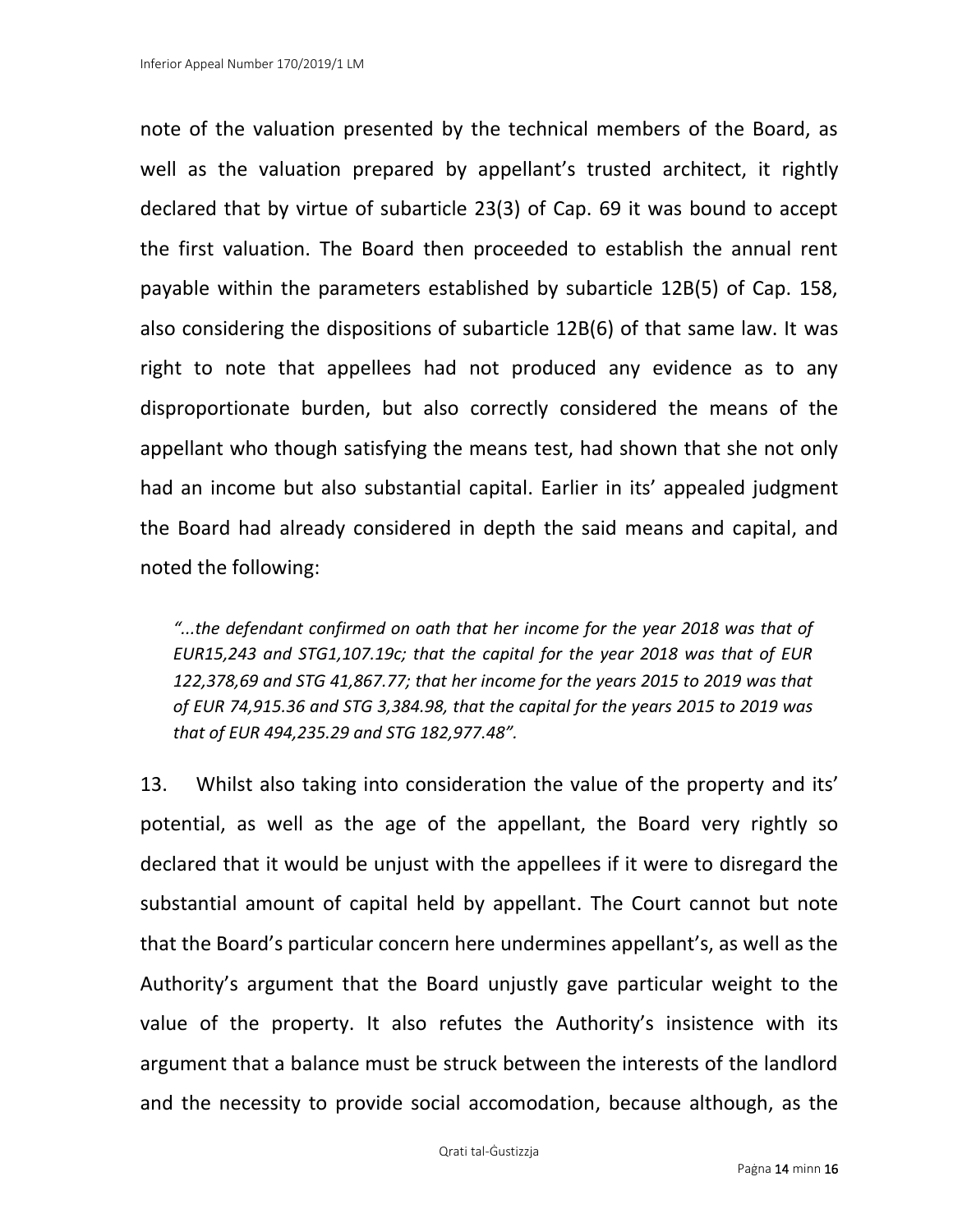note of the valuation presented by the technical members of the Board, as well as the valuation prepared by appellant's trusted architect, it rightly declared that by virtue of subarticle 23(3) of Cap. 69 it was bound to accept the first valuation. The Board then proceeded to establish the annual rent payable within the parameters established by subarticle 12B(5) of Cap. 158, also considering the dispositions of subarticle 12B(6) of that same law. It was right to note that appellees had not produced any evidence as to any disproportionate burden, but also correctly considered the means of the appellant who though satisfying the means test, had shown that she not only had an income but also substantial capital. Earlier in its' appealed judgment the Board had already considered in depth the said means and capital, and noted the following:

> *"...the defendant confirmed on oath that her income for the year 2018 was that of EUR15,243 and STG1,107.19c; that the capital for the year 2018 was that of EUR 122,378,69 and STG 41,867.77; that her income for the years 2015 to 2019 was that of EUR 74,915.36 and STG 3,384.98, that the capital for the years 2015 to 2019 was that of EUR 494,235.29 and STG 182,977.48".*

13. Whilst also taking into consideration the value of the property and its' potential, as well as the age of the appellant, the Board very rightly so declared that it would be unjust with the appellees if it were to disregard the substantial amount of capital held by appellant. The Court cannot but note that the Board's particular concern here undermines appellant's, as well as the Authority's argument that the Board unjustly gave particular weight to the value of the property. It also refutes the Authority's insistence with its argument that a balance must be struck between the interests of the landlord and the necessity to provide social accomodation, because although, as the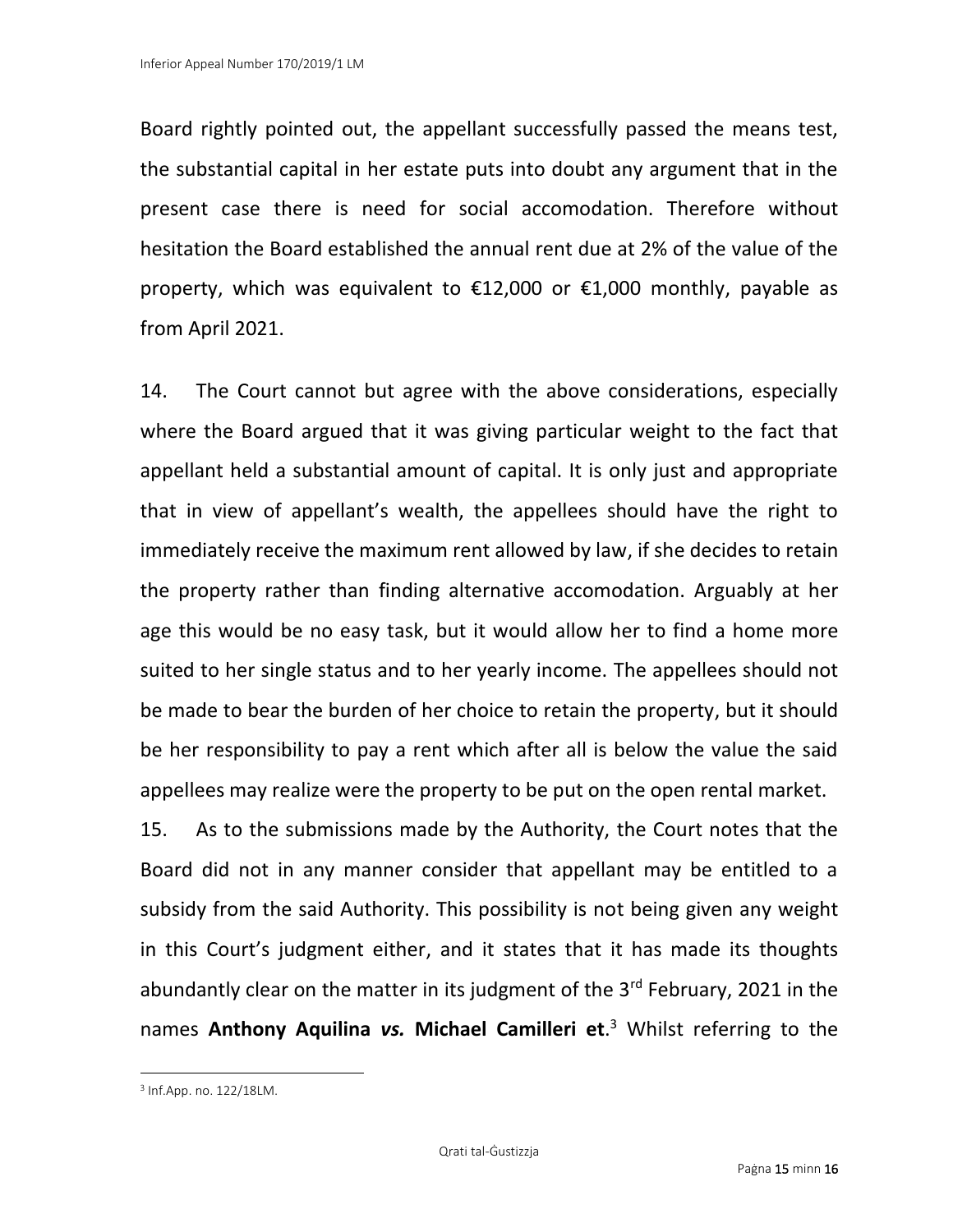Board rightly pointed out, the appellant successfully passed the means test, the substantial capital in her estate puts into doubt any argument that in the present case there is need for social accomodation. Therefore without hesitation the Board established the annual rent due at 2% of the value of the property, which was equivalent to €12,000 or €1,000 monthly, payable as from April 2021.

14. The Court cannot but agree with the above considerations, especially where the Board argued that it was giving particular weight to the fact that appellant held a substantial amount of capital. It is only just and appropriate that in view of appellant's wealth, the appellees should have the right to immediately receive the maximum rent allowed by law, if she decides to retain the property rather than finding alternative accomodation. Arguably at her age this would be no easy task, but it would allow her to find a home more suited to her single status and to her yearly income. The appellees should not be made to bear the burden of her choice to retain the property, but it should be her responsibility to pay a rent which after all is below the value the said appellees may realize were the property to be put on the open rental market.

15. As to the submissions made by the Authority, the Court notes that the Board did not in any manner consider that appellant may be entitled to a subsidy from the said Authority. This possibility is not being given any weight in this Court's judgment either, and it states that it has made its thoughts abundantly clear on the matter in its judgment of the 3rd February, 2021 in the names **Anthony Aquilina *vs.* Michael Camilleri et**.[3] Whilst referring to the

[3] Inf.App. no. 122/18LM.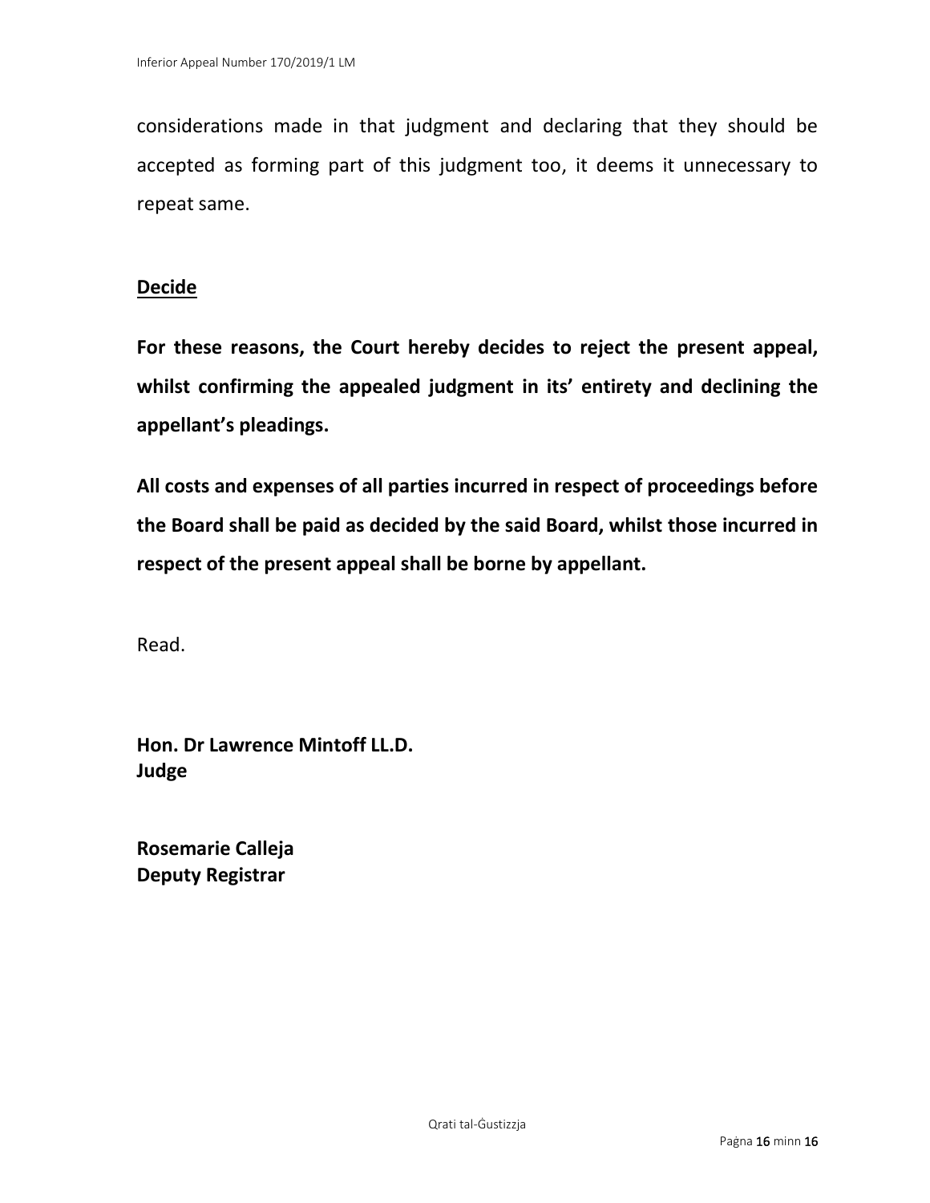considerations made in that judgment and declaring that they should be accepted as forming part of this judgment too, it deems it unnecessary to repeat same.

**<u>Decide</u>**

**For these reasons, the Court hereby decides to reject the present appeal, whilst confirming the appealed judgment in its' entirety and declining the appellant's pleadings.**

**All costs and expenses of all parties incurred in respect of proceedings before the Board shall be paid as decided by the said Board, whilst those incurred in respect of the present appeal shall be borne by appellant.**

Read.

**Hon. Dr Lawrence Mintoff LL.D.**
**Judge**

**Rosemarie Calleja**
**Deputy Registrar**